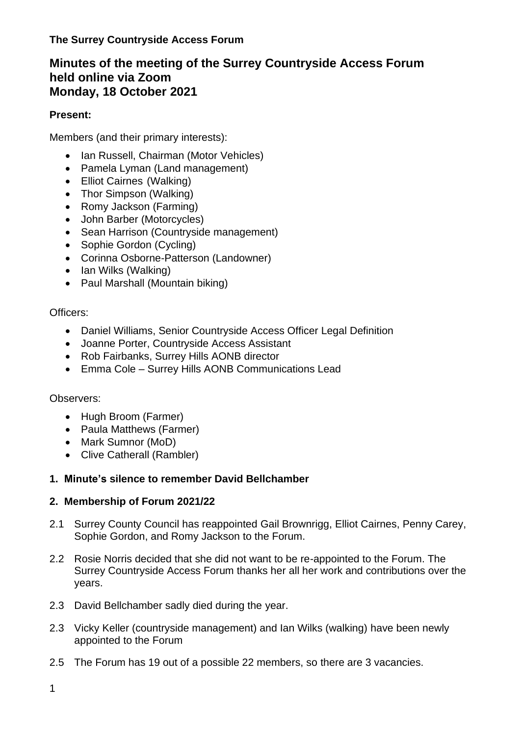**The Surrey Countryside Access Forum**

# Minutes of the meeting of the Surrey Countryside Access Forum held online via Zoom Monday, 18 October 2021

**Present:**

Members (and their primary interests):

- Ian Russell, Chairman (Motor Vehicles)
- Pamela Lyman (Land management)
- Elliot Cairnes (Walking)
- Thor Simpson (Walking)
- Romy Jackson (Farming)
- John Barber (Motorcycles)
- Sean Harrison (Countryside management)
- Sophie Gordon (Cycling)
- Corinna Osborne-Patterson (Landowner)
- Ian Wilks (Walking)
- Paul Marshall (Mountain biking)

Officers:

- Daniel Williams, Senior Countryside Access Officer Legal Definition
- Joanne Porter, Countryside Access Assistant
- Rob Fairbanks, Surrey Hills AONB director
- Emma Cole – Surrey Hills AONB Communications Lead

Observers:

- Hugh Broom (Farmer)
- Paula Matthews (Farmer)
- Mark Sumnor (MoD)
- Clive Catherall (Rambler)

## 1. Minute's silence to remember David Bellchamber

## 2. Membership of Forum 2021/22

2.1 Surrey County Council has reappointed Gail Brownrigg, Elliot Cairnes, Penny Carey, Sophie Gordon, and Romy Jackson to the Forum.

2.2 Rosie Norris decided that she did not want to be re-appointed to the Forum. The Surrey Countryside Access Forum thanks her all her work and contributions over the years.

2.3 David Bellchamber sadly died during the year.

2.3 Vicky Keller (countryside management) and Ian Wilks (walking) have been newly appointed to the Forum

2.5 The Forum has 19 out of a possible 22 members, so there are 3 vacancies.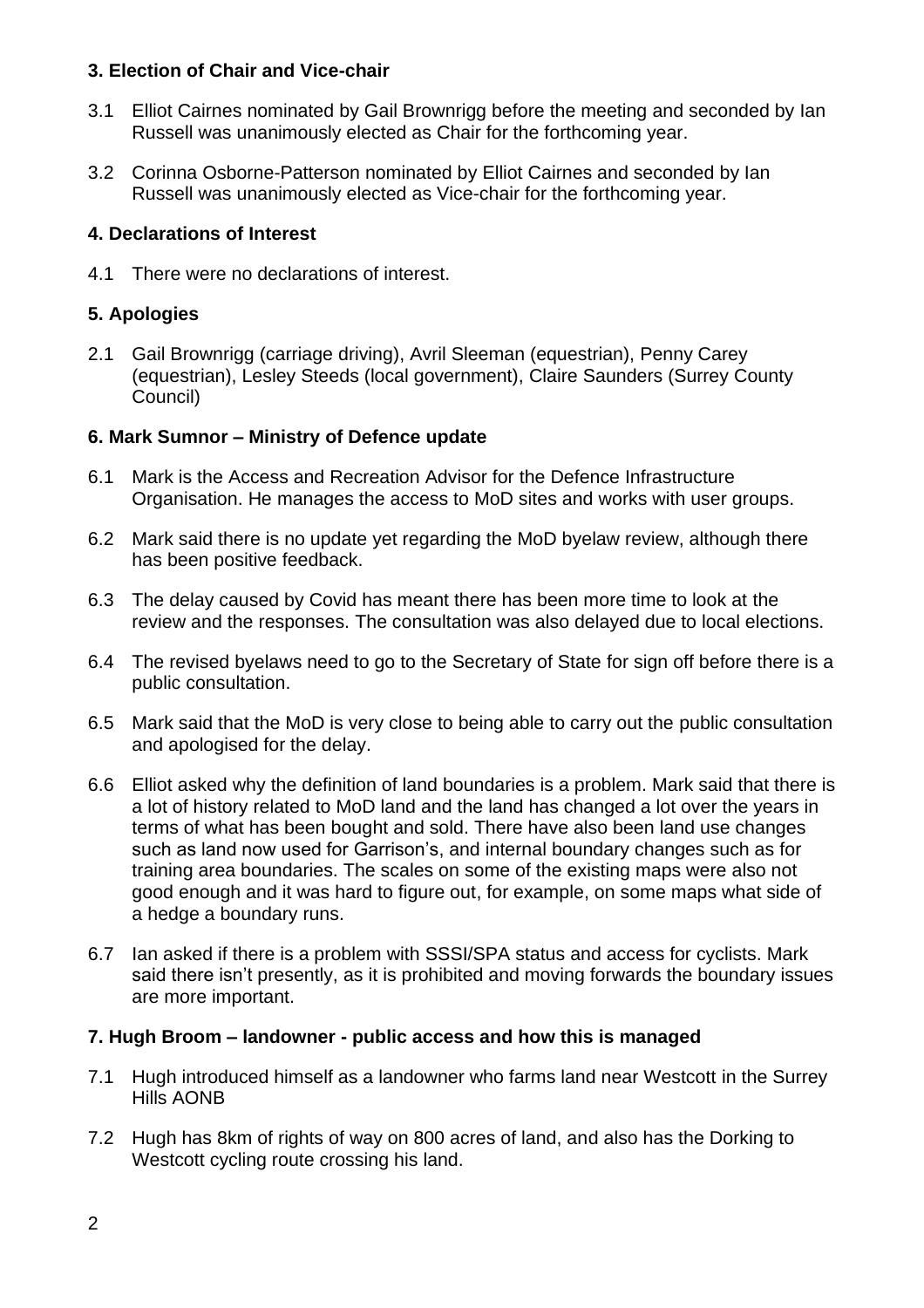**3. Election of Chair and Vice-chair**

3.1 Elliot Cairnes nominated by Gail Brownrigg before the meeting and seconded by Ian Russell was unanimously elected as Chair for the forthcoming year.

3.2 Corinna Osborne-Patterson nominated by Elliot Cairnes and seconded by Ian Russell was unanimously elected as Vice-chair for the forthcoming year.

**4. Declarations of Interest**

4.1 There were no declarations of interest.

**5. Apologies**

2.1 Gail Brownrigg (carriage driving), Avril Sleeman (equestrian), Penny Carey (equestrian), Lesley Steeds (local government), Claire Saunders (Surrey County Council)

**6. Mark Sumnor – Ministry of Defence update**

6.1 Mark is the Access and Recreation Advisor for the Defence Infrastructure Organisation. He manages the access to MoD sites and works with user groups.

6.2 Mark said there is no update yet regarding the MoD byelaw review, although there has been positive feedback.

6.3 The delay caused by Covid has meant there has been more time to look at the review and the responses. The consultation was also delayed due to local elections.

6.4 The revised byelaws need to go to the Secretary of State for sign off before there is a public consultation.

6.5 Mark said that the MoD is very close to being able to carry out the public consultation and apologised for the delay.

6.6 Elliot asked why the definition of land boundaries is a problem. Mark said that there is a lot of history related to MoD land and the land has changed a lot over the years in terms of what has been bought and sold. There have also been land use changes such as land now used for Garrison's, and internal boundary changes such as for training area boundaries. The scales on some of the existing maps were also not good enough and it was hard to figure out, for example, on some maps what side of a hedge a boundary runs.

6.7 Ian asked if there is a problem with SSSI/SPA status and access for cyclists. Mark said there isn't presently, as it is prohibited and moving forwards the boundary issues are more important.

**7. Hugh Broom – landowner - public access and how this is managed**

7.1 Hugh introduced himself as a landowner who farms land near Westcott in the Surrey Hills AONB

7.2 Hugh has 8km of rights of way on 800 acres of land, and also has the Dorking to Westcott cycling route crossing his land.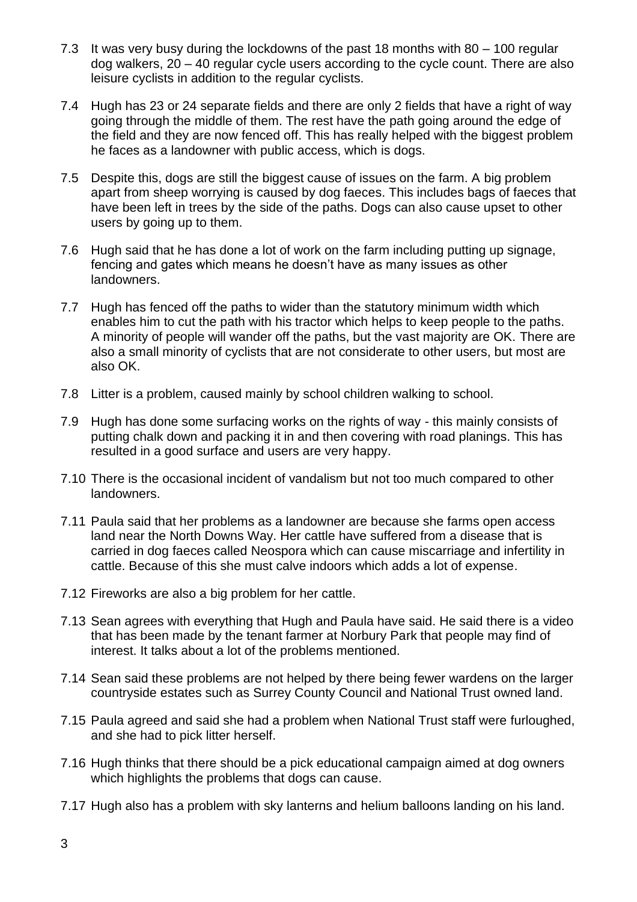7.3 It was very busy during the lockdowns of the past 18 months with 80 – 100 regular dog walkers, 20 – 40 regular cycle users according to the cycle count. There are also leisure cyclists in addition to the regular cyclists.

7.4 Hugh has 23 or 24 separate fields and there are only 2 fields that have a right of way going through the middle of them. The rest have the path going around the edge of the field and they are now fenced off. This has really helped with the biggest problem he faces as a landowner with public access, which is dogs.

7.5 Despite this, dogs are still the biggest cause of issues on the farm. A big problem apart from sheep worrying is caused by dog faeces. This includes bags of faeces that have been left in trees by the side of the paths. Dogs can also cause upset to other users by going up to them.

7.6 Hugh said that he has done a lot of work on the farm including putting up signage, fencing and gates which means he doesn't have as many issues as other landowners.

7.7 Hugh has fenced off the paths to wider than the statutory minimum width which enables him to cut the path with his tractor which helps to keep people to the paths. A minority of people will wander off the paths, but the vast majority are OK. There are also a small minority of cyclists that are not considerate to other users, but most are also OK.

7.8 Litter is a problem, caused mainly by school children walking to school.

7.9 Hugh has done some surfacing works on the rights of way - this mainly consists of putting chalk down and packing it in and then covering with road planings. This has resulted in a good surface and users are very happy.

7.10 There is the occasional incident of vandalism but not too much compared to other landowners.

7.11 Paula said that her problems as a landowner are because she farms open access land near the North Downs Way. Her cattle have suffered from a disease that is carried in dog faeces called Neospora which can cause miscarriage and infertility in cattle. Because of this she must calve indoors which adds a lot of expense.

7.12 Fireworks are also a big problem for her cattle.

7.13 Sean agrees with everything that Hugh and Paula have said. He said there is a video that has been made by the tenant farmer at Norbury Park that people may find of interest. It talks about a lot of the problems mentioned.

7.14 Sean said these problems are not helped by there being fewer wardens on the larger countryside estates such as Surrey County Council and National Trust owned land.

7.15 Paula agreed and said she had a problem when National Trust staff were furloughed, and she had to pick litter herself.

7.16 Hugh thinks that there should be a pick educational campaign aimed at dog owners which highlights the problems that dogs can cause.

7.17 Hugh also has a problem with sky lanterns and helium balloons landing on his land.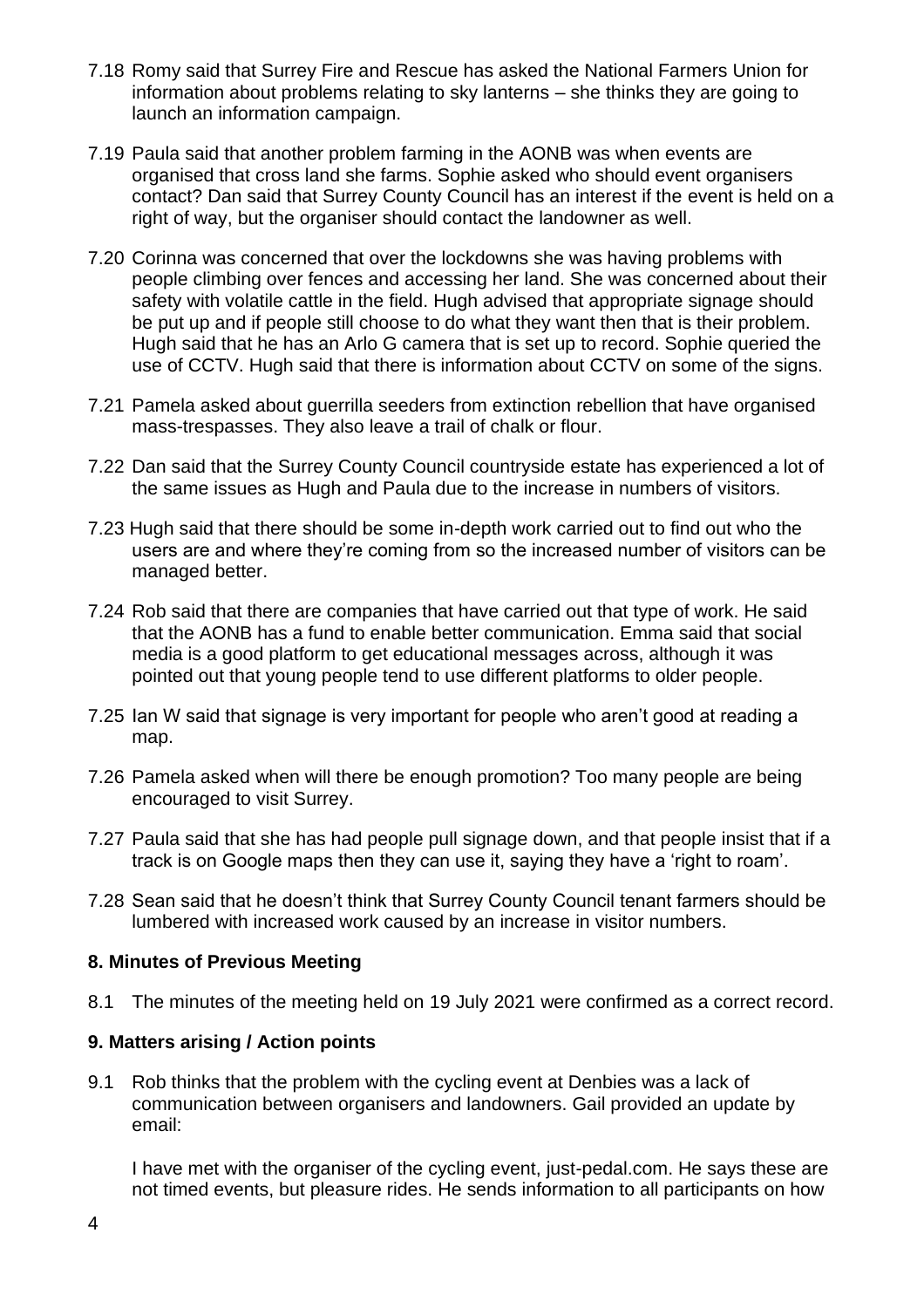7.18 Romy said that Surrey Fire and Rescue has asked the National Farmers Union for information about problems relating to sky lanterns – she thinks they are going to launch an information campaign.

7.19 Paula said that another problem farming in the AONB was when events are organised that cross land she farms. Sophie asked who should event organisers contact? Dan said that Surrey County Council has an interest if the event is held on a right of way, but the organiser should contact the landowner as well.

7.20 Corinna was concerned that over the lockdowns she was having problems with people climbing over fences and accessing her land. She was concerned about their safety with volatile cattle in the field. Hugh advised that appropriate signage should be put up and if people still choose to do what they want then that is their problem. Hugh said that he has an Arlo G camera that is set up to record. Sophie queried the use of CCTV. Hugh said that there is information about CCTV on some of the signs.

7.21 Pamela asked about guerrilla seeders from extinction rebellion that have organised mass-trespasses. They also leave a trail of chalk or flour.

7.22 Dan said that the Surrey County Council countryside estate has experienced a lot of the same issues as Hugh and Paula due to the increase in numbers of visitors.

7.23 Hugh said that there should be some in-depth work carried out to find out who the users are and where they're coming from so the increased number of visitors can be managed better.

7.24 Rob said that there are companies that have carried out that type of work. He said that the AONB has a fund to enable better communication. Emma said that social media is a good platform to get educational messages across, although it was pointed out that young people tend to use different platforms to older people.

7.25 Ian W said that signage is very important for people who aren't good at reading a map.

7.26 Pamela asked when will there be enough promotion? Too many people are being encouraged to visit Surrey.

7.27 Paula said that she has had people pull signage down, and that people insist that if a track is on Google maps then they can use it, saying they have a 'right to roam'.

7.28 Sean said that he doesn't think that Surrey County Council tenant farmers should be lumbered with increased work caused by an increase in visitor numbers.

### 8. Minutes of Previous Meeting

8.1 The minutes of the meeting held on 19 July 2021 were confirmed as a correct record.

### 9. Matters arising / Action points

9.1 Rob thinks that the problem with the cycling event at Denbies was a lack of communication between organisers and landowners. Gail provided an update by email:

I have met with the organiser of the cycling event, just-pedal.com. He says these are not timed events, but pleasure rides. He sends information to all participants on how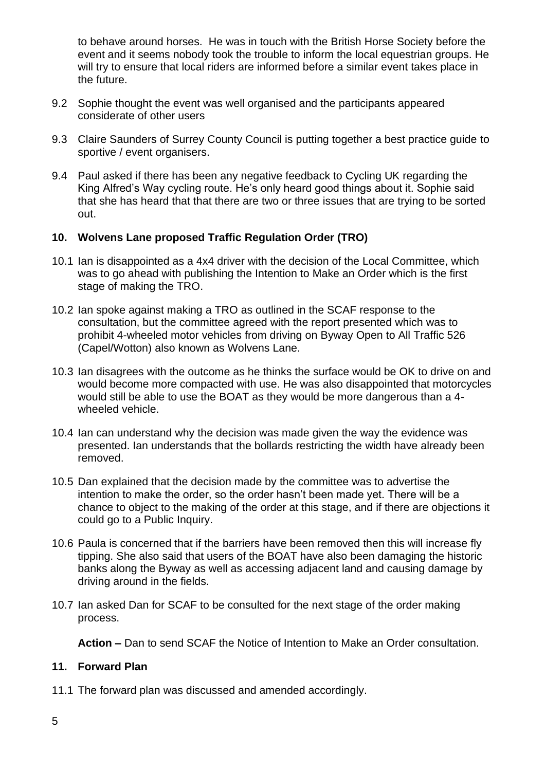to behave around horses. He was in touch with the British Horse Society before the event and it seems nobody took the trouble to inform the local equestrian groups. He will try to ensure that local riders are informed before a similar event takes place in the future.

9.2 Sophie thought the event was well organised and the participants appeared considerate of other users

9.3 Claire Saunders of Surrey County Council is putting together a best practice guide to sportive / event organisers.

9.4 Paul asked if there has been any negative feedback to Cycling UK regarding the King Alfred's Way cycling route. He's only heard good things about it. Sophie said that she has heard that that there are two or three issues that are trying to be sorted out.

## 10. Wolvens Lane proposed Traffic Regulation Order (TRO)

10.1 Ian is disappointed as a 4x4 driver with the decision of the Local Committee, which was to go ahead with publishing the Intention to Make an Order which is the first stage of making the TRO.

10.2 Ian spoke against making a TRO as outlined in the SCAF response to the consultation, but the committee agreed with the report presented which was to prohibit 4-wheeled motor vehicles from driving on Byway Open to All Traffic 526 (Capel/Wotton) also known as Wolvens Lane.

10.3 Ian disagrees with the outcome as he thinks the surface would be OK to drive on and would become more compacted with use. He was also disappointed that motorcycles would still be able to use the BOAT as they would be more dangerous than a 4-wheeled vehicle.

10.4 Ian can understand why the decision was made given the way the evidence was presented. Ian understands that the bollards restricting the width have already been removed.

10.5 Dan explained that the decision made by the committee was to advertise the intention to make the order, so the order hasn't been made yet. There will be a chance to object to the making of the order at this stage, and if there are objections it could go to a Public Inquiry.

10.6 Paula is concerned that if the barriers have been removed then this will increase fly tipping. She also said that users of the BOAT have also been damaging the historic banks along the Byway as well as accessing adjacent land and causing damage by driving around in the fields.

10.7 Ian asked Dan for SCAF to be consulted for the next stage of the order making process.

**Action –** Dan to send SCAF the Notice of Intention to Make an Order consultation.

## 11. Forward Plan

11.1 The forward plan was discussed and amended accordingly.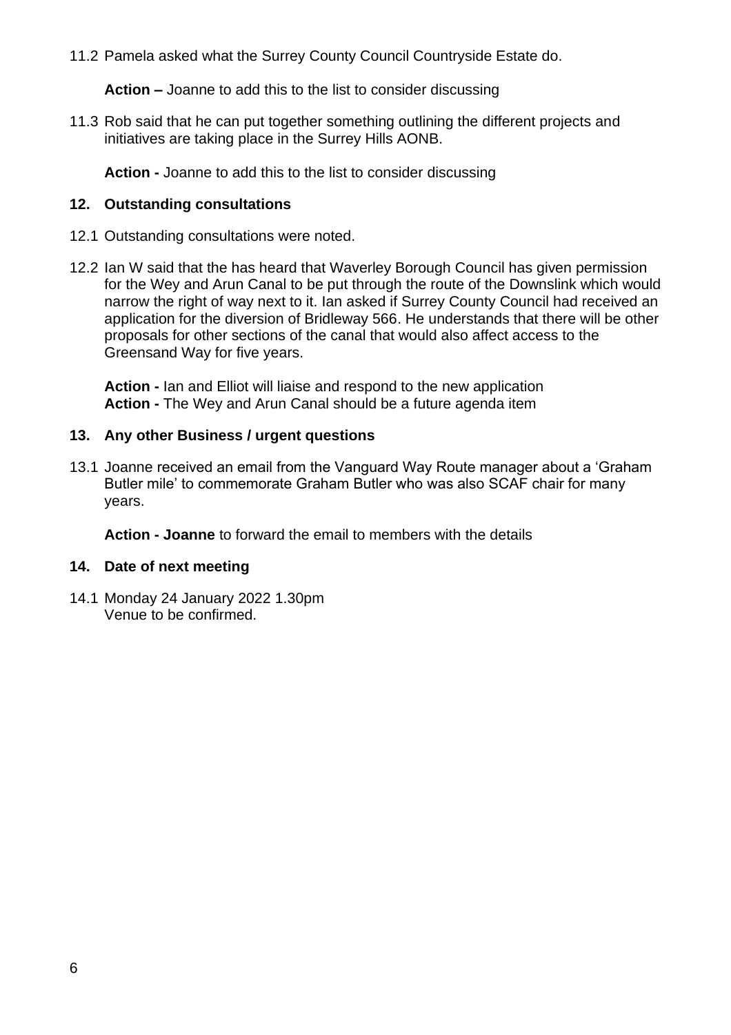11.2 Pamela asked what the Surrey County Council Countryside Estate do.

**Action –** Joanne to add this to the list to consider discussing

11.3 Rob said that he can put together something outlining the different projects and initiatives are taking place in the Surrey Hills AONB.

**Action -** Joanne to add this to the list to consider discussing

## 12. Outstanding consultations

12.1 Outstanding consultations were noted.

12.2 Ian W said that the has heard that Waverley Borough Council has given permission for the Wey and Arun Canal to be put through the route of the Downslink which would narrow the right of way next to it. Ian asked if Surrey County Council had received an application for the diversion of Bridleway 566. He understands that there will be other proposals for other sections of the canal that would also affect access to the Greensand Way for five years.

**Action -** Ian and Elliot will liaise and respond to the new application
**Action -** The Wey and Arun Canal should be a future agenda item

## 13. Any other Business / urgent questions

13.1 Joanne received an email from the Vanguard Way Route manager about a 'Graham Butler mile' to commemorate Graham Butler who was also SCAF chair for many years.

**Action - Joanne** to forward the email to members with the details

## 14. Date of next meeting

14.1 Monday 24 January 2022 1.30pm
Venue to be confirmed.